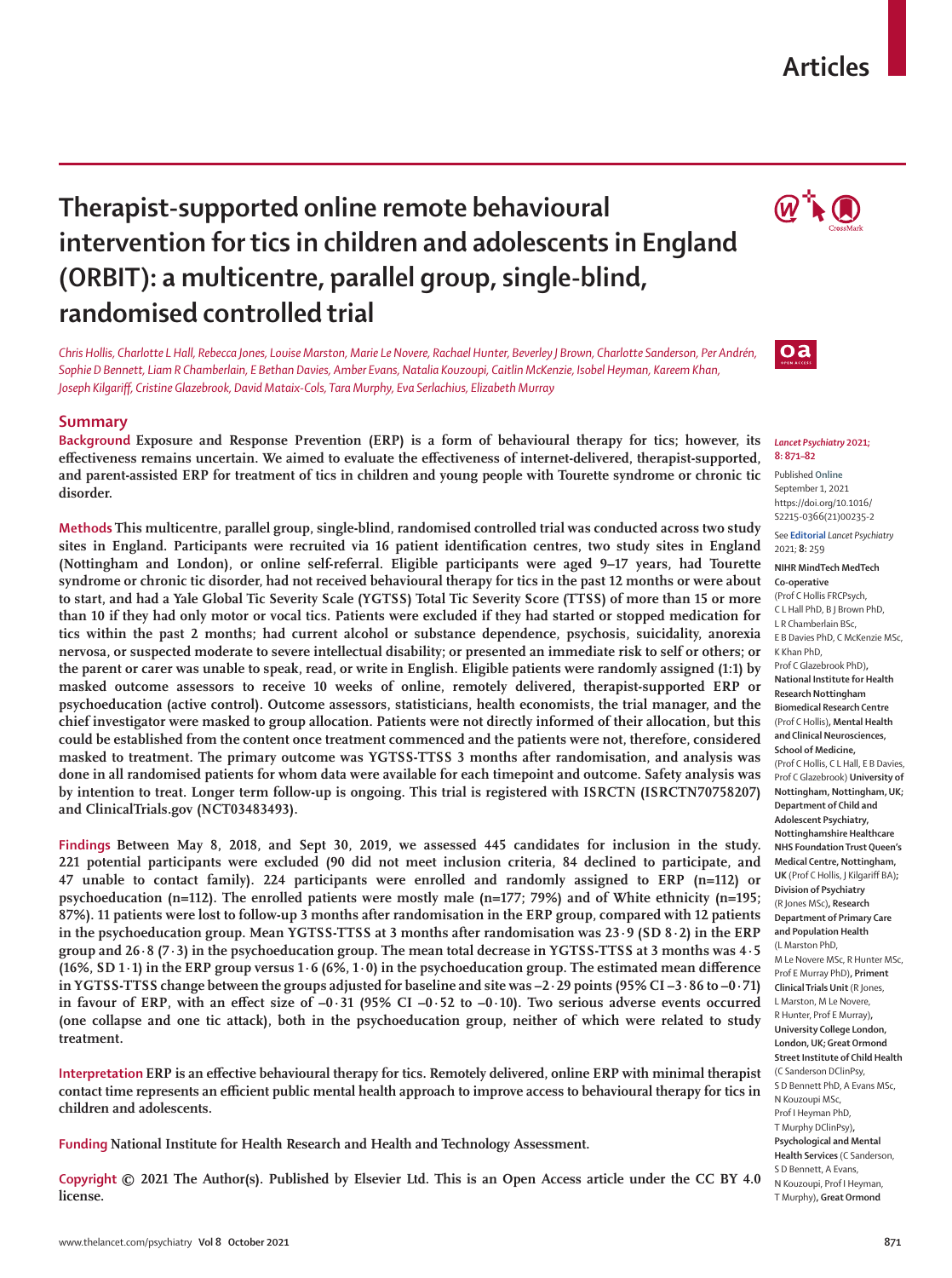# Therapist-supported online remote behavioural intervention for tics in children and adolescents in England (ORBIT): a multicentre, parallel group, single-blind, randomised controlled trial

*Chris Hollis, Charlotte L Hall, Rebecca Jones, Louise Marston, Marie Le Novere, Rachael Hunter, Beverley J Brown, Charlotte Sanderson, Per Andrén, Sophie D Bennett, Liam R Chamberlain, E Bethan Davies, Amber Evans, Natalia Kouzoupi, Caitlin McKenzie, Isobel Heyman, Kareem Khan, Joseph Kilgariff, Cristine Glazebrook, David Mataix-Cols, Tara Murphy, Eva Serlachius, Elizabeth Murray*

## Summary

**Background** Exposure and Response Prevention (ERP) is a form of behavioural therapy for tics; however, its effectiveness remains uncertain. We aimed to evaluate the effectiveness of internet-delivered, therapist-supported, and parent-assisted ERP for treatment of tics in children and young people with Tourette syndrome or chronic tic disorder.

**Methods** This multicentre, parallel group, single-blind, randomised controlled trial was conducted across two study sites in England. Participants were recruited via 16 patient identification centres, two study sites in England (Nottingham and London), or online self-referral. Eligible participants were aged 9–17 years, had Tourette syndrome or chronic tic disorder, had not received behavioural therapy for tics in the past 12 months or were about to start, and had a Yale Global Tic Severity Scale (YGTSS) Total Tic Severity Score (TTSS) of more than 15 or more than 10 if they had only motor or vocal tics. Patients were excluded if they had started or stopped medication for tics within the past 2 months; had current alcohol or substance dependence, psychosis, suicidality, anorexia nervosa, or suspected moderate to severe intellectual disability; or presented an immediate risk to self or others; or the parent or carer was unable to speak, read, or write in English. Eligible patients were randomly assigned (1:1) by masked outcome assessors to receive 10 weeks of online, remotely delivered, therapist-supported ERP or psychoeducation (active control). Outcome assessors, statisticians, health economists, the trial manager, and the chief investigator were masked to group allocation. Patients were not directly informed of their allocation, but this could be established from the content once treatment commenced and the patients were not, therefore, considered masked to treatment. The primary outcome was YGTSS-TTSS 3 months after randomisation, and analysis was done in all randomised patients for whom data were available for each timepoint and outcome. Safety analysis was by intention to treat. Longer term follow-up is ongoing. This trial is registered with ISRCTN (ISRCTN70758207) and ClinicalTrials.gov (NCT03483493).

**Findings** Between May 8, 2018, and Sept 30, 2019, we assessed 445 candidates for inclusion in the study. 221 potential participants were excluded (90 did not meet inclusion criteria, 84 declined to participate, and 47 unable to contact family). 224 participants were enrolled and randomly assigned to ERP (n=112) or psychoeducation (n=112). The enrolled patients were mostly male (n=177; 79%) and of White ethnicity (n=195; 87%). 11 patients were lost to follow-up 3 months after randomisation in the ERP group, compared with 12 patients in the psychoeducation group. Mean YGTSS-TTSS at 3 months after randomisation was 23·9 (SD 8·2) in the ERP group and 26·8 (7·3) in the psychoeducation group. The mean total decrease in YGTSS-TTSS at 3 months was 4·5 (16%, SD 1·1) in the ERP group versus 1·6 (6%, 1·0) in the psychoeducation group. The estimated mean difference in YGTSS-TTSS change between the groups adjusted for baseline and site was –2·29 points (95% CI –3·86 to –0·71) in favour of ERP, with an effect size of –0·31 (95% CI –0·52 to –0·10). Two serious adverse events occurred (one collapse and one tic attack), both in the psychoeducation group, neither of which were related to study treatment.

**Interpretation** ERP is an effective behavioural therapy for tics. Remotely delivered, online ERP with minimal therapist contact time represents an efficient public mental health approach to improve access to behavioural therapy for tics in children and adolescents.

**Funding** National Institute for Health Research and Health and Technology Assessment.

**Copyright** © 2021 The Author(s). Published by Elsevier Ltd. This is an Open Access article under the CC BY 4.0 license.

*Lancet Psychiatry* 2021; 8: 871–82

Published Online September 1, 2021 https://doi.org/10.1016/S2215-0366(21)00235-2

See **Editorial** *Lancet Psychiatry* 2021; **8:** 259

**NIHR MindTech MedTech Co-operative** (Prof C Hollis FRCPsych, C L Hall PhD, B J Brown PhD, L R Chamberlain BSc, E B Davies PhD, C McKenzie MSc, K Khan PhD, Prof C Glazebrook PhD), **National Institute for Health Research Nottingham Biomedical Research Centre** (Prof C Hollis), **Mental Health and Clinical Neurosciences, School of Medicine,** (Prof C Hollis, C L Hall, E B Davies, Prof C Glazebrook) **University of Nottingham, Nottingham, UK; Department of Child and Adolescent Psychiatry, Nottinghamshire Healthcare NHS Foundation Trust Queen's Medical Centre, Nottingham, UK** (Prof C Hollis, J Kilgariff BA)**; Division of Psychiatry** (R Jones MSc), **Research Department of Primary Care and Population Health** (L Marston PhD, M Le Novere MSc, R Hunter MSc, Prof E Murray PhD), **Priment Clinical Trials Unit** (R Jones, L Marston, M Le Novere, R Hunter, Prof E Murray), **University College London, London, UK; Great Ormond Street Institute of Child Health** (C Sanderson DClinPsy, S D Bennett PhD, A Evans MSc, N Kouzoupi MSc, Prof I Heyman PhD, T Murphy DClinPsy), **Psychological and Mental Health Services** (C Sanderson, S D Bennett, A Evans, N Kouzoupi, Prof I Heyman, T Murphy), **Great Ormond**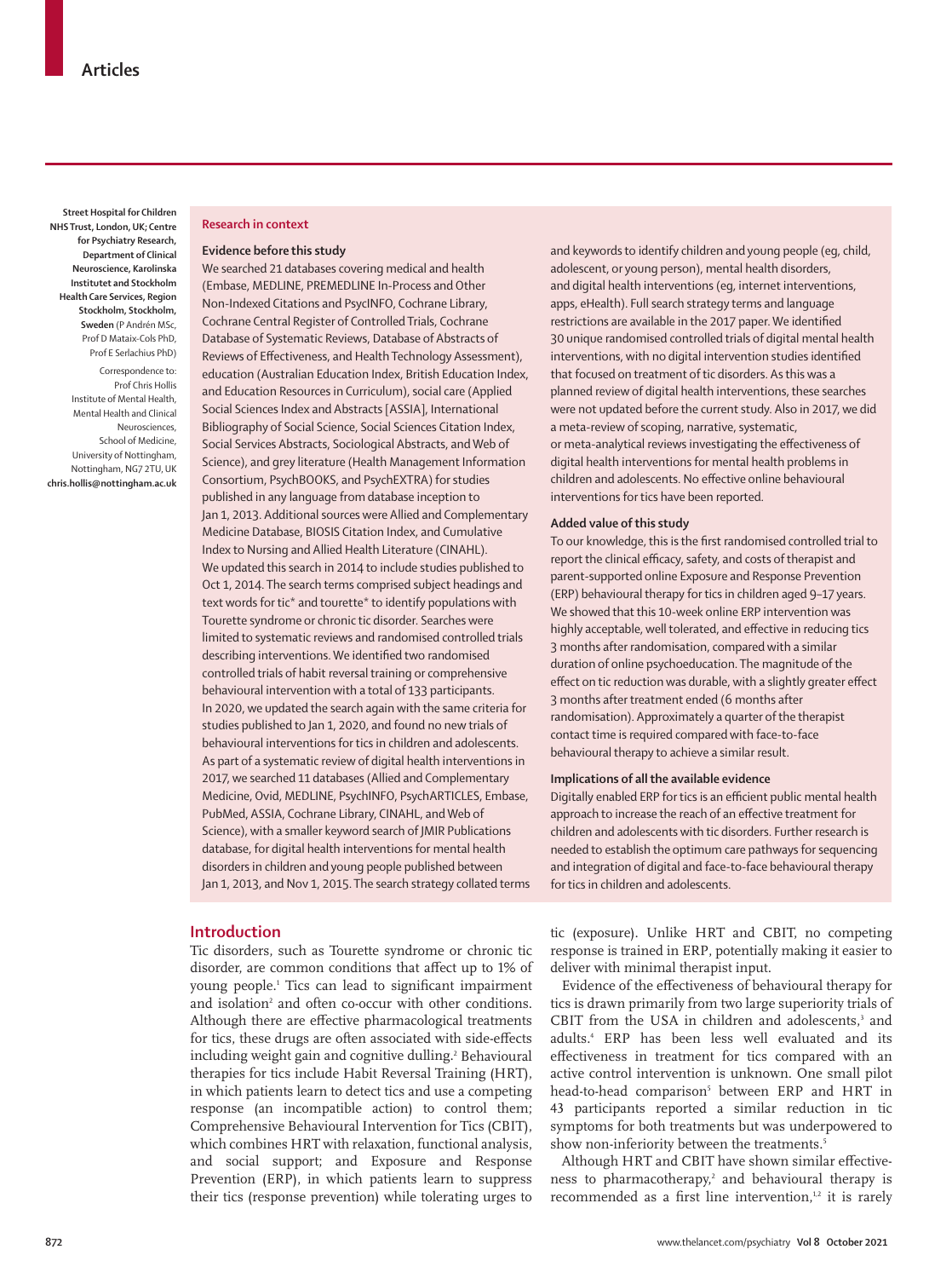Street Hospital for Children NHS Trust, London, UK; Centre for Psychiatry Research, Department of Clinical Neuroscience, Karolinska Institutet and Stockholm Health Care Services, Region Stockholm, Stockholm, Sweden (P Andrén MSc, Prof D Mataix-Cols PhD, Prof E Serlachius PhD)

Correspondence to: Prof Chris Hollis Institute of Mental Health, Mental Health and Clinical Neurosciences, School of Medicine, University of Nottingham, Nottingham, NG7 2TU, UK chris.hollis@nottingham.ac.uk

## Research in context

### Evidence before this study

We searched 21 databases covering medical and health (Embase, MEDLINE, PREMEDLINE In-Process and Other Non-Indexed Citations and PsycINFO, Cochrane Library, Cochrane Central Register of Controlled Trials, Cochrane Database of Systematic Reviews, Database of Abstracts of Reviews of Effectiveness, and Health Technology Assessment), education (Australian Education Index, British Education Index, and Education Resources in Curriculum), social care (Applied Social Sciences Index and Abstracts [ASSIA], International Bibliography of Social Science, Social Sciences Citation Index, Social Services Abstracts, Sociological Abstracts, and Web of Science), and grey literature (Health Management Information Consortium, PsychBOOKS, and PsychEXTRA) for studies published in any language from database inception to Jan 1, 2013. Additional sources were Allied and Complementary Medicine Database, BIOSIS Citation Index, and Cumulative Index to Nursing and Allied Health Literature (CINAHL). We updated this search in 2014 to include studies published to Oct 1, 2014. The search terms comprised subject headings and text words for tic* and tourette* to identify populations with Tourette syndrome or chronic tic disorder. Searches were limited to systematic reviews and randomised controlled trials describing interventions. We identified two randomised controlled trials of habit reversal training or comprehensive behavioural intervention with a total of 133 participants. In 2020, we updated the search again with the same criteria for studies published to Jan 1, 2020, and found no new trials of behavioural interventions for tics in children and adolescents. As part of a systematic review of digital health interventions in 2017, we searched 11 databases (Allied and Complementary Medicine, Ovid, MEDLINE, PsychINFO, PsychARTICLES, Embase, PubMed, ASSIA, Cochrane Library, CINAHL, and Web of Science), with a smaller keyword search of JMIR Publications database, for digital health interventions for mental health disorders in children and young people published between Jan 1, 2013, and Nov 1, 2015. The search strategy collated terms and keywords to identify children and young people (eg, child, adolescent, or young person), mental health disorders, and digital health interventions (eg, internet interventions, apps, eHealth). Full search strategy terms and language restrictions are available in the 2017 paper. We identified 30 unique randomised controlled trials of digital mental health interventions, with no digital intervention studies identified that focused on treatment of tic disorders. As this was a planned review of digital health interventions, these searches were not updated before the current study. Also in 2017, we did a meta-review of scoping, narrative, systematic, or meta-analytical reviews investigating the effectiveness of digital health interventions for mental health problems in children and adolescents. No effective online behavioural interventions for tics have been reported.

### Added value of this study

To our knowledge, this is the first randomised controlled trial to report the clinical efficacy, safety, and costs of therapist and parent-supported online Exposure and Response Prevention (ERP) behavioural therapy for tics in children aged 9–17 years. We showed that this 10-week online ERP intervention was highly acceptable, well tolerated, and effective in reducing tics 3 months after randomisation, compared with a similar duration of online psychoeducation. The magnitude of the effect on tic reduction was durable, with a slightly greater effect 3 months after treatment ended (6 months after randomisation). Approximately a quarter of the therapist contact time is required compared with face-to-face behavioural therapy to achieve a similar result.

### Implications of all the available evidence

Digitally enabled ERP for tics is an efficient public mental health approach to increase the reach of an effective treatment for children and adolescents with tic disorders. Further research is needed to establish the optimum care pathways for sequencing and integration of digital and face-to-face behavioural therapy for tics in children and adolescents.

## Introduction

Tic disorders, such as Tourette syndrome or chronic tic disorder, are common conditions that affect up to 1% of young people.[1] Tics can lead to significant impairment and isolation[2] and often co-occur with other conditions. Although there are effective pharmacological treatments for tics, these drugs are often associated with side-effects including weight gain and cognitive dulling.[2] Behavioural therapies for tics include Habit Reversal Training (HRT), in which patients learn to detect tics and use a competing response (an incompatible action) to control them; Comprehensive Behavioural Intervention for Tics (CBIT), which combines HRT with relaxation, functional analysis, and social support; and Exposure and Response Prevention (ERP), in which patients learn to suppress their tics (response prevention) while tolerating urges to tic (exposure). Unlike HRT and CBIT, no competing response is trained in ERP, potentially making it easier to deliver with minimal therapist input.

Evidence of the effectiveness of behavioural therapy for tics is drawn primarily from two large superiority trials of CBIT from the USA in children and adolescents,[3] and adults.[4] ERP has been less well evaluated and its effectiveness in treatment for tics compared with an active control intervention is unknown. One small pilot head-to-head comparison[5] between ERP and HRT in 43 participants reported a similar reduction in tic symptoms for both treatments but was underpowered to show non-inferiority between the treatments.[5]

Although HRT and CBIT have shown similar effectiveness to pharmacotherapy,[2] and behavioural therapy is recommended as a first line intervention,[1,2] it is rarely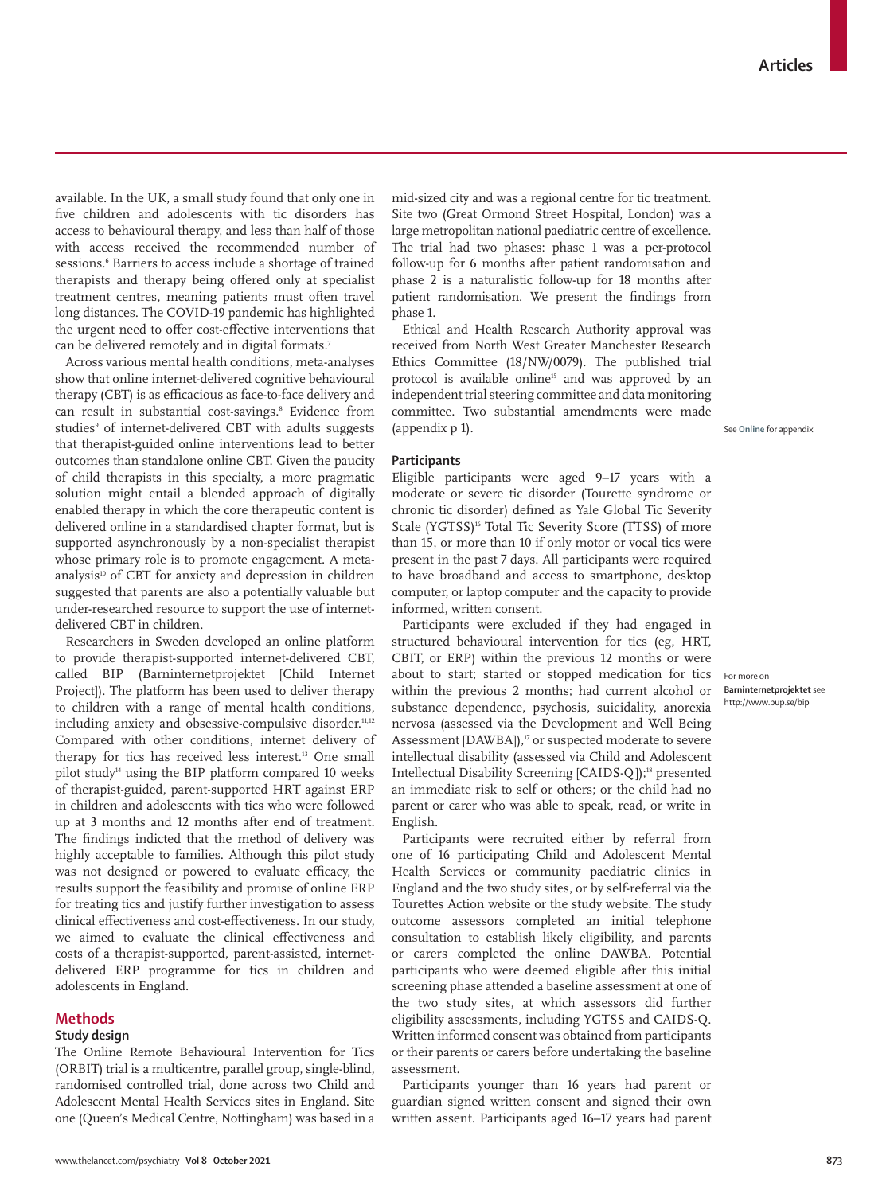available. In the UK, a small study found that only one in five children and adolescents with tic disorders has access to behavioural therapy, and less than half of those with access received the recommended number of sessions.[6] Barriers to access include a shortage of trained therapists and therapy being offered only at specialist treatment centres, meaning patients must often travel long distances. The COVID-19 pandemic has highlighted the urgent need to offer cost-effective interventions that can be delivered remotely and in digital formats.[7]

Across various mental health conditions, meta-analyses show that online internet-delivered cognitive behavioural therapy (CBT) is as efficacious as face-to-face delivery and can result in substantial cost-savings.[8] Evidence from studies[9] of internet-delivered CBT with adults suggests that therapist-guided online interventions lead to better outcomes than standalone online CBT. Given the paucity of child therapists in this specialty, a more pragmatic solution might entail a blended approach of digitally enabled therapy in which the core therapeutic content is delivered online in a standardised chapter format, but is supported asynchronously by a non-specialist therapist whose primary role is to promote engagement. A meta-analysis[10] of CBT for anxiety and depression in children suggested that parents are also a potentially valuable but under-researched resource to support the use of internet-delivered CBT in children.

Researchers in Sweden developed an online platform to provide therapist-supported internet-delivered CBT, called BIP (Barninternetprojektet [Child Internet Project]). The platform has been used to deliver therapy to children with a range of mental health conditions, including anxiety and obsessive-compulsive disorder.[11,12] Compared with other conditions, internet delivery of therapy for tics has received less interest.[13] One small pilot study[14] using the BIP platform compared 10 weeks of therapist-guided, parent-supported HRT against ERP in children and adolescents with tics who were followed up at 3 months and 12 months after end of treatment. The findings indicted that the method of delivery was highly acceptable to families. Although this pilot study was not designed or powered to evaluate efficacy, the results support the feasibility and promise of online ERP for treating tics and justify further investigation to assess clinical effectiveness and cost-effectiveness. In our study, we aimed to evaluate the clinical effectiveness and costs of a therapist-supported, parent-assisted, internet-delivered ERP programme for tics in children and adolescents in England.

## Methods

### Study design

The Online Remote Behavioural Intervention for Tics (ORBIT) trial is a multicentre, parallel group, single-blind, randomised controlled trial, done across two Child and Adolescent Mental Health Services sites in England. Site one (Queen's Medical Centre, Nottingham) was based in a mid-sized city and was a regional centre for tic treatment. Site two (Great Ormond Street Hospital, London) was a large metropolitan national paediatric centre of excellence. The trial had two phases: phase 1 was a per-protocol follow-up for 6 months after patient randomisation and phase 2 is a naturalistic follow-up for 18 months after patient randomisation. We present the findings from phase 1.

Ethical and Health Research Authority approval was received from North West Greater Manchester Research Ethics Committee (18/NW/0079). The published trial protocol is available online[15] and was approved by an independent trial steering committee and data monitoring committee. Two substantial amendments were made (appendix p 1).

See **Online** for appendix

### Participants

Eligible participants were aged 9–17 years with a moderate or severe tic disorder (Tourette syndrome or chronic tic disorder) defined as Yale Global Tic Severity Scale (YGTSS)[16] Total Tic Severity Score (TTSS) of more than 15, or more than 10 if only motor or vocal tics were present in the past 7 days. All participants were required to have broadband and access to smartphone, desktop computer, or laptop computer and the capacity to provide informed, written consent.

Participants were excluded if they had engaged in structured behavioural intervention for tics (eg, HRT, CBIT, or ERP) within the previous 12 months or were about to start; started or stopped medication for tics within the previous 2 months; had current alcohol or substance dependence, psychosis, suicidality, anorexia nervosa (assessed via the Development and Well Being Assessment [DAWBA]),[17] or suspected moderate to severe intellectual disability (assessed via Child and Adolescent Intellectual Disability Screening [CAIDS-Q]);[18] presented an immediate risk to self or others; or the child had no parent or carer who was able to speak, read, or write in English.

For more on **Barninternetprojektet** see http://www.bup.se/bip

Participants were recruited either by referral from one of 16 participating Child and Adolescent Mental Health Services or community paediatric clinics in England and the two study sites, or by self-referral via the Tourettes Action website or the study website. The study outcome assessors completed an initial telephone consultation to establish likely eligibility, and parents or carers completed the online DAWBA. Potential participants who were deemed eligible after this initial screening phase attended a baseline assessment at one of the two study sites, at which assessors did further eligibility assessments, including YGTSS and CAIDS-Q. Written informed consent was obtained from participants or their parents or carers before undertaking the baseline assessment.

Participants younger than 16 years had parent or guardian signed written consent and signed their own written assent. Participants aged 16–17 years had parent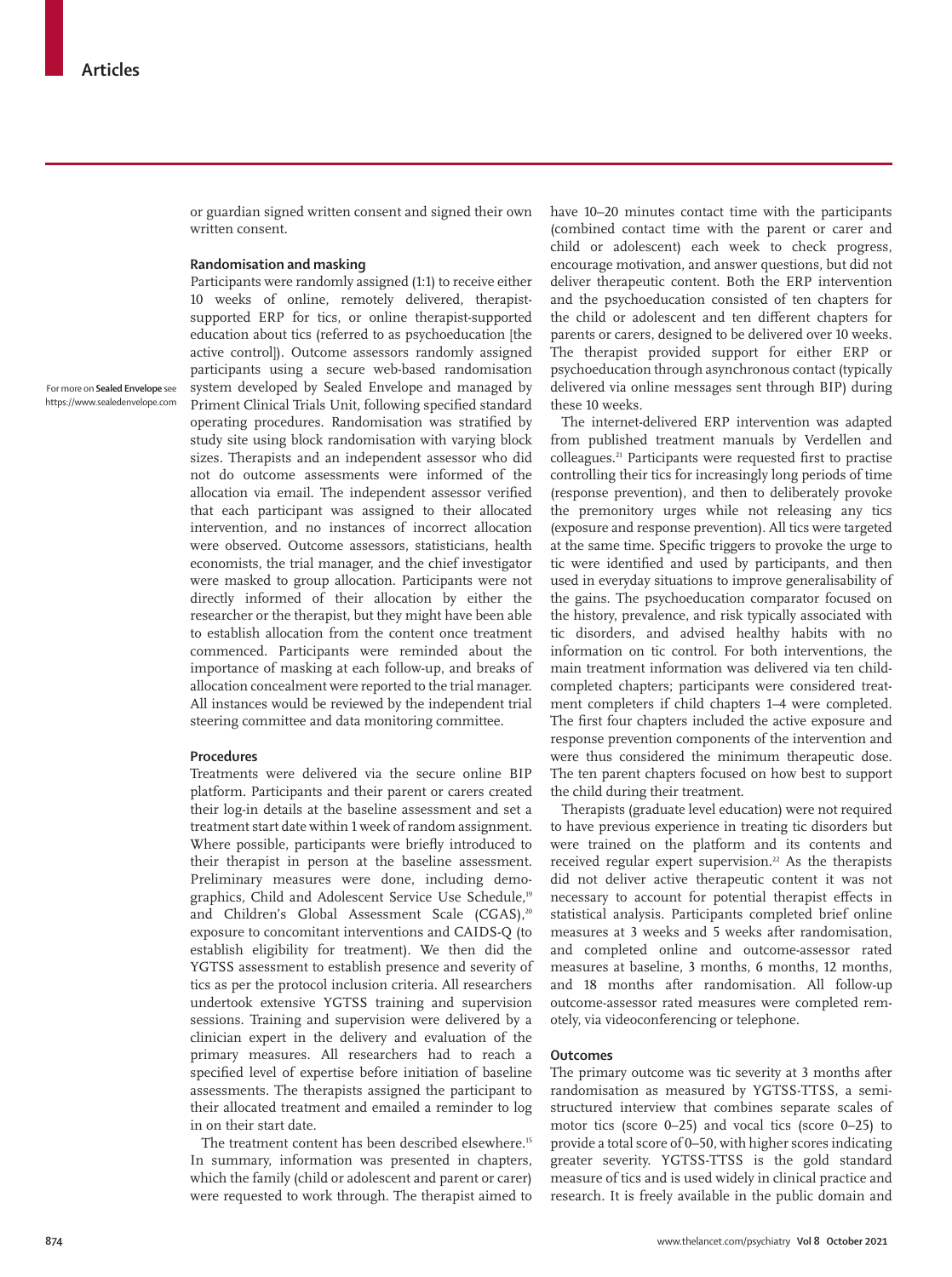or guardian signed written consent and signed their own written consent.

### Randomisation and masking

Participants were randomly assigned (1:1) to receive either 10 weeks of online, remotely delivered, therapist-supported ERP for tics, or online therapist-supported education about tics (referred to as psychoeducation [the active control]). Outcome assessors randomly assigned participants using a secure web-based randomisation system developed by Sealed Envelope and managed by Priment Clinical Trials Unit, following specified standard operating procedures. Randomisation was stratified by study site using block randomisation with varying block sizes. Therapists and an independent assessor who did not do outcome assessments were informed of the allocation via email. The independent assessor verified that each participant was assigned to their allocated intervention, and no instances of incorrect allocation were observed. Outcome assessors, statisticians, health economists, the trial manager, and the chief investigator were masked to group allocation. Participants were not directly informed of their allocation by either the researcher or the therapist, but they might have been able to establish allocation from the content once treatment commenced. Participants were reminded about the importance of masking at each follow-up, and breaks of allocation concealment were reported to the trial manager. All instances would be reviewed by the independent trial steering committee and data monitoring committee.

For more on **Sealed Envelope** see https://www.sealedenvelope.com

### Procedures

Treatments were delivered via the secure online BIP platform. Participants and their parent or carers created their log-in details at the baseline assessment and set a treatment start date within 1 week of random assignment. Where possible, participants were briefly introduced to their therapist in person at the baseline assessment. Preliminary measures were done, including demographics, Child and Adolescent Service Use Schedule,[19] and Children's Global Assessment Scale (CGAS),[20] exposure to concomitant interventions and CAIDS-Q (to establish eligibility for treatment). We then did the YGTSS assessment to establish presence and severity of tics as per the protocol inclusion criteria. All researchers undertook extensive YGTSS training and supervision sessions. Training and supervision were delivered by a clinician expert in the delivery and evaluation of the primary measures. All researchers had to reach a specified level of expertise before initiation of baseline assessments. The therapists assigned the participant to their allocated treatment and emailed a reminder to log in on their start date.

The treatment content has been described elsewhere.[15] In summary, information was presented in chapters, which the family (child or adolescent and parent or carer) were requested to work through. The therapist aimed to have 10–20 minutes contact time with the participants (combined contact time with the parent or carer and child or adolescent) each week to check progress, encourage motivation, and answer questions, but did not deliver therapeutic content. Both the ERP intervention and the psychoeducation consisted of ten chapters for the child or adolescent and ten different chapters for parents or carers, designed to be delivered over 10 weeks. The therapist provided support for either ERP or psychoeducation through asynchronous contact (typically delivered via online messages sent through BIP) during these 10 weeks.

The internet-delivered ERP intervention was adapted from published treatment manuals by Verdellen and colleagues.[21] Participants were requested first to practise controlling their tics for increasingly long periods of time (response prevention), and then to deliberately provoke the premonitory urges while not releasing any tics (exposure and response prevention). All tics were targeted at the same time. Specific triggers to provoke the urge to tic were identified and used by participants, and then used in everyday situations to improve generalisability of the gains. The psychoeducation comparator focused on the history, prevalence, and risk typically associated with tic disorders, and advised healthy habits with no information on tic control. For both interventions, the main treatment information was delivered via ten child-completed chapters; participants were considered treatment completers if child chapters 1–4 were completed. The first four chapters included the active exposure and response prevention components of the intervention and were thus considered the minimum therapeutic dose. The ten parent chapters focused on how best to support the child during their treatment.

Therapists (graduate level education) were not required to have previous experience in treating tic disorders but were trained on the platform and its contents and received regular expert supervision.[22] As the therapists did not deliver active therapeutic content it was not necessary to account for potential therapist effects in statistical analysis. Participants completed brief online measures at 3 weeks and 5 weeks after randomisation, and completed online and outcome-assessor rated measures at baseline, 3 months, 6 months, 12 months, and 18 months after randomisation. All follow-up outcome-assessor rated measures were completed remotely, via videoconferencing or telephone.

### Outcomes

The primary outcome was tic severity at 3 months after randomisation as measured by YGTSS-TTSS, a semi-structured interview that combines separate scales of motor tics (score 0–25) and vocal tics (score 0–25) to provide a total score of 0–50, with higher scores indicating greater severity. YGTSS-TTSS is the gold standard measure of tics and is used widely in clinical practice and research. It is freely available in the public domain and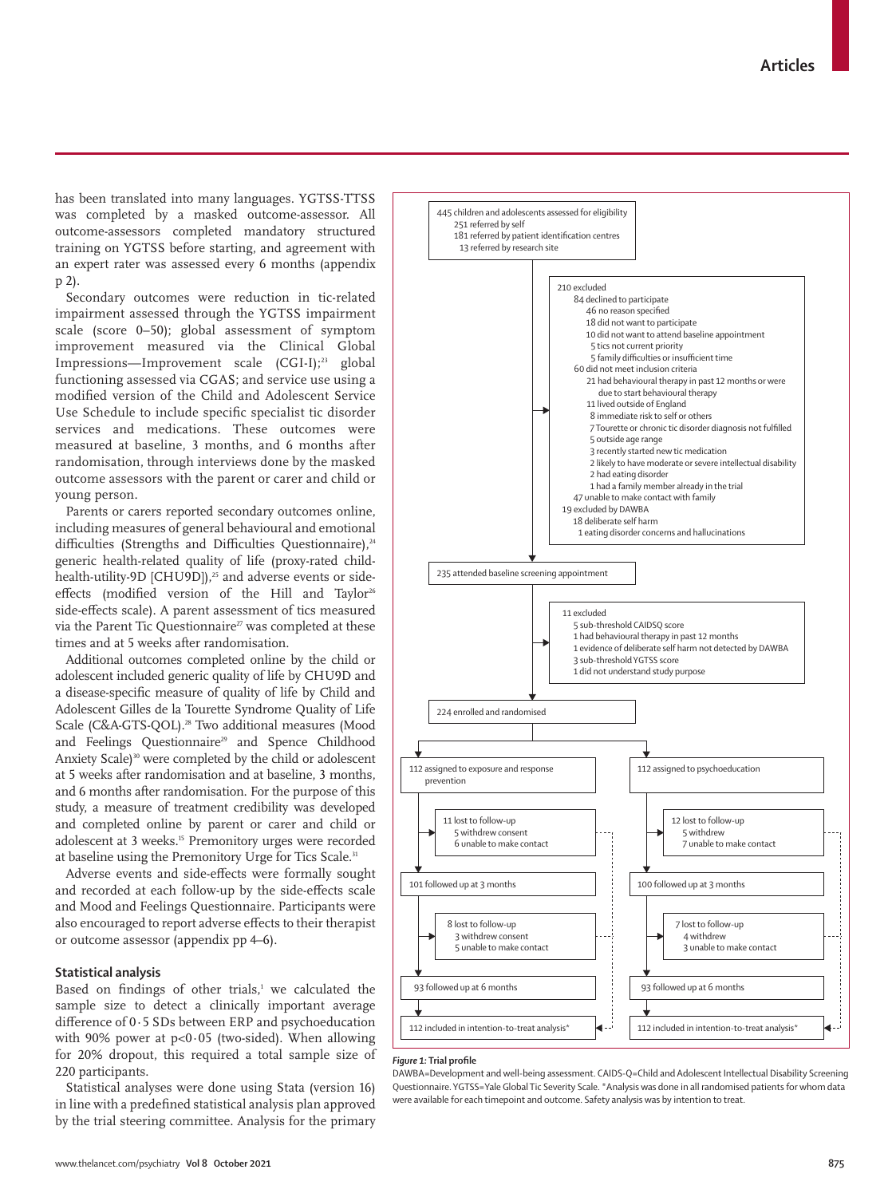has been translated into many languages. YGTSS-TTSS was completed by a masked outcome-assessor. All outcome-assessors completed mandatory structured training on YGTSS before starting, and agreement with an expert rater was assessed every 6 months (appendix p 2).

Secondary outcomes were reduction in tic-related impairment assessed through the YGTSS impairment scale (score 0–50); global assessment of symptom improvement measured via the Clinical Global Impressions—Improvement scale (CGI-I);[23] global functioning assessed via CGAS; and service use using a modified version of the Child and Adolescent Service Use Schedule to include specific specialist tic disorder services and medications. These outcomes were measured at baseline, 3 months, and 6 months after randomisation, through interviews done by the masked outcome assessors with the parent or carer and child or young person.

Parents or carers reported secondary outcomes online, including measures of general behavioural and emotional difficulties (Strengths and Difficulties Questionnaire),[24] generic health-related quality of life (proxy-rated child-health-utility-9D [CHU9D]),[25] and adverse events or side-effects (modified version of the Hill and Taylor[26] side-effects scale). A parent assessment of tics measured via the Parent Tic Questionnaire[27] was completed at these times and at 5 weeks after randomisation.

Additional outcomes completed online by the child or adolescent included generic quality of life by CHU9D and a disease-specific measure of quality of life by Child and Adolescent Gilles de la Tourette Syndrome Quality of Life Scale (C&A-GTS-QOL).[28] Two additional measures (Mood and Feelings Questionnaire[29] and Spence Childhood Anxiety Scale)[30] were completed by the child or adolescent at 5 weeks after randomisation and at baseline, 3 months, and 6 months after randomisation. For the purpose of this study, a measure of treatment credibility was developed and completed online by parent or carer and child or adolescent at 3 weeks.[15] Premonitory urges were recorded at baseline using the Premonitory Urge for Tics Scale.[31]

Adverse events and side-effects were formally sought and recorded at each follow-up by the side-effects scale and Mood and Feelings Questionnaire. Participants were also encouraged to report adverse effects to their therapist or outcome assessor (appendix pp 4–6).

### Statistical analysis

Based on findings of other trials,[1] we calculated the sample size to detect a clinically important average difference of 0·5 SDs between ERP and psychoeducation with 90% power at $p<0·05$ (two-sided). When allowing for 20% dropout, this required a total sample size of 220 participants.

Statistical analyses were done using Stata (version 16) in line with a predefined statistical analysis plan approved by the trial steering committee. Analysis for the primary

445 children and adolescents assessed for eligibility
- 251 referred by self
- 181 referred by patient identification centres
- 13 referred by research site

210 excluded
- 84 declined to participate
  - 46 no reason specified
  - 18 did not want to participate
  - 10 did not want to attend baseline appointment
  - 5 tics not current priority
  - 5 family difficulties or insufficient time
- 60 did not meet inclusion criteria
  - 21 had behavioural therapy in past 12 months or were due to start behavioural therapy
  - 11 lived outside of England
  - 8 immediate risk to self or others
  - 7 Tourette or chronic tic disorder diagnosis not fulfilled
  - 5 outside age range
  - 3 recently started new tic medication
  - 2 likely to have moderate or severe intellectual disability
  - 2 had eating disorder
  - 1 had a family member already in the trial
- 47 unable to make contact with family
- 19 excluded by DAWBA
  - 18 deliberate self harm
  - 1 eating disorder concerns and hallucinations

235 attended baseline screening appointment

11 excluded
- 5 sub-threshold CAIDSQ score
- 1 had behavioural therapy in past 12 months
- 1 evidence of deliberate self harm not detected by DAWBA
- 3 sub-threshold YGTSS score
- 1 did not understand study purpose

224 enrolled and randomised

| Exposure and response prevention | Psychoeducation |
|---|---|
| 112 assigned to exposure and response prevention | 112 assigned to psychoeducation |
| 11 lost to follow-up (5 withdrew consent; 6 unable to make contact) | 12 lost to follow-up (5 withdrew; 7 unable to make contact) |
| 101 followed up at 3 months | 100 followed up at 3 months |
| 8 lost to follow-up (3 withdrew consent; 5 unable to make contact) | 7 lost to follow-up (4 withdrew; 3 unable to make contact) |
| 93 followed up at 6 months | 93 followed up at 6 months |
| 112 included in intention-to-treat analysis* | 112 included in intention-to-treat analysis* |

**Figure 1:** Trial profile

DAWBA=Development and well-being assessment. CAIDS-Q=Child and Adolescent Intellectual Disability Screening Questionnaire. YGTSS=Yale Global Tic Severity Scale. *Analysis was done in all randomised patients for whom data were available for each timepoint and outcome. Safety analysis was by intention to treat.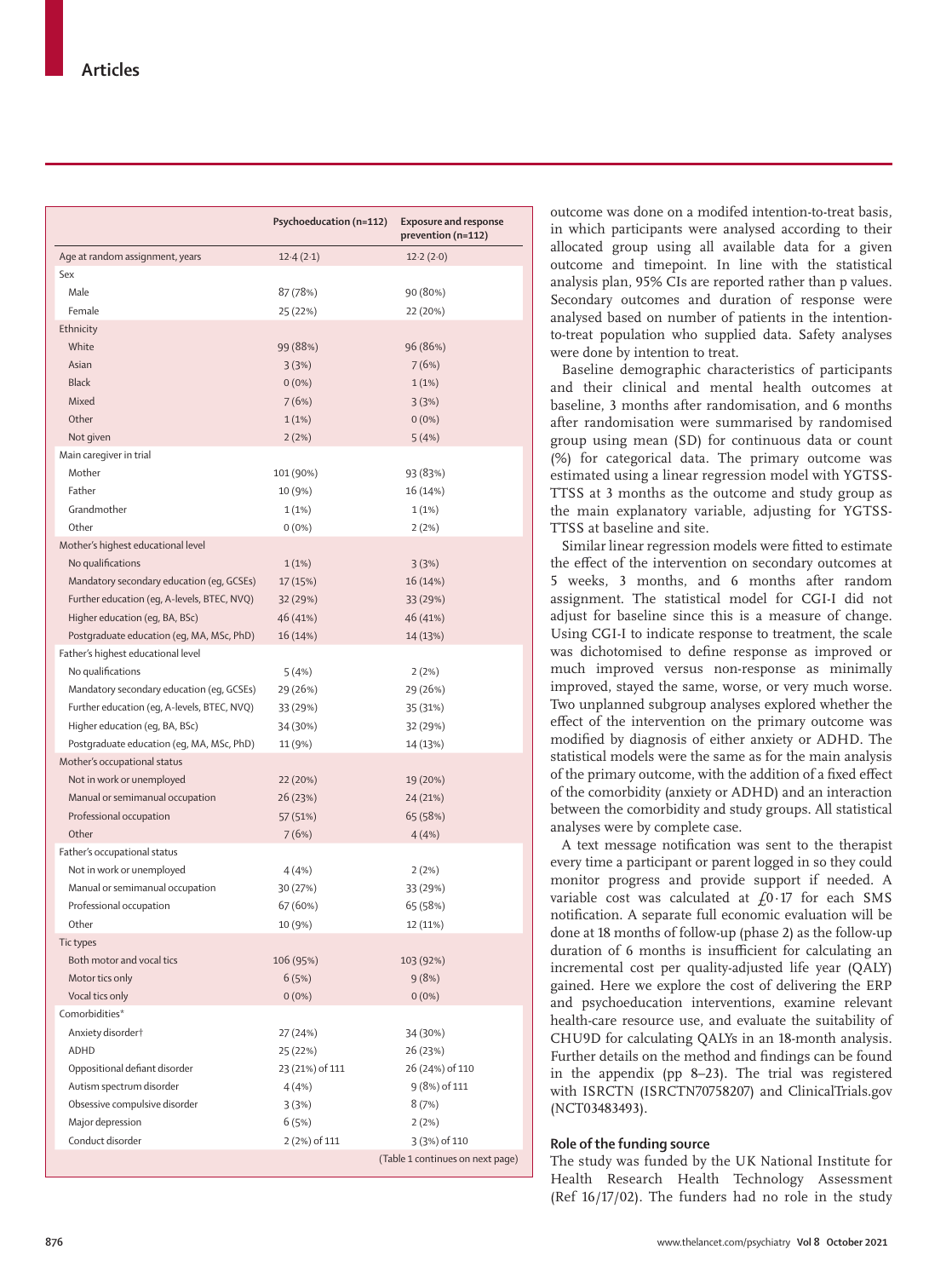|  | Psychoeducation (n=112) | Exposure and response prevention (n=112) |
|---|---|---|
| Age at random assignment, years | 12·4 (2·1) | 12·2 (2·0) |
| Sex |  |  |
| Male | 87 (78%) | 90 (80%) |
| Female | 25 (22%) | 22 (20%) |
| Ethnicity |  |  |
| White | 99 (88%) | 96 (86%) |
| Asian | 3 (3%) | 7 (6%) |
| Black | 0 (0%) | 1 (1%) |
| Mixed | 7 (6%) | 3 (3%) |
| Other | 1 (1%) | 0 (0%) |
| Not given | 2 (2%) | 5 (4%) |
| Main caregiver in trial |  |  |
| Mother | 101 (90%) | 93 (83%) |
| Father | 10 (9%) | 16 (14%) |
| Grandmother | 1 (1%) | 1 (1%) |
| Other | 0 (0%) | 2 (2%) |
| Mother's highest educational level |  |  |
| No qualifications | 1 (1%) | 3 (3%) |
| Mandatory secondary education (eg, GCSEs) | 17 (15%) | 16 (14%) |
| Further education (eg, A-levels, BTEC, NVQ) | 32 (29%) | 33 (29%) |
| Higher education (eg, BA, BSc) | 46 (41%) | 46 (41%) |
| Postgraduate education (eg, MA, MSc, PhD) | 16 (14%) | 14 (13%) |
| Father's highest educational level |  |  |
| No qualifications | 5 (4%) | 2 (2%) |
| Mandatory secondary education (eg, GCSEs) | 29 (26%) | 29 (26%) |
| Further education (eg, A-levels, BTEC, NVQ) | 33 (29%) | 35 (31%) |
| Higher education (eg, BA, BSc) | 34 (30%) | 32 (29%) |
| Postgraduate education (eg, MA, MSc, PhD) | 11 (9%) | 14 (13%) |
| Mother's occupational status |  |  |
| Not in work or unemployed | 22 (20%) | 19 (20%) |
| Manual or semimanual occupation | 26 (23%) | 24 (21%) |
| Professional occupation | 57 (51%) | 65 (58%) |
| Other | 7 (6%) | 4 (4%) |
| Father's occupational status |  |  |
| Not in work or unemployed | 4 (4%) | 2 (2%) |
| Manual or semimanual occupation | 30 (27%) | 33 (29%) |
| Professional occupation | 67 (60%) | 65 (58%) |
| Other | 10 (9%) | 12 (11%) |
| Tic types |  |  |
| Both motor and vocal tics | 106 (95%) | 103 (92%) |
| Motor tics only | 6 (5%) | 9 (8%) |
| Vocal tics only | 0 (0%) | 0 (0%) |
| Comorbidities* |  |  |
| Anxiety disorder† | 27 (24%) | 34 (30%) |
| ADHD | 25 (22%) | 26 (23%) |
| Oppositional defiant disorder | 23 (21%) of 111 | 26 (24%) of 110 |
| Autism spectrum disorder | 4 (4%) | 9 (8%) of 111 |
| Obsessive compulsive disorder | 3 (3%) | 8 (7%) |
| Major depression | 6 (5%) | 2 (2%) |
| Conduct disorder | 2 (2%) of 111 | 3 (3%) of 110 |

(Table 1 continues on next page)

outcome was done on a modifed intention-to-treat basis, in which participants were analysed according to their allocated group using all available data for a given outcome and timepoint. In line with the statistical analysis plan, 95% CIs are reported rather than p values. Secondary outcomes and duration of response were analysed based on number of patients in the intention-to-treat population who supplied data. Safety analyses were done by intention to treat.

Baseline demographic characteristics of participants and their clinical and mental health outcomes at baseline, 3 months after randomisation, and 6 months after randomisation were summarised by randomised group using mean (SD) for continuous data or count (%) for categorical data. The primary outcome was estimated using a linear regression model with YGTSS-TTSS at 3 months as the outcome and study group as the main explanatory variable, adjusting for YGTSS-TTSS at baseline and site.

Similar linear regression models were fitted to estimate the effect of the intervention on secondary outcomes at 5 weeks, 3 months, and 6 months after random assignment. The statistical model for CGI-I did not adjust for baseline since this is a measure of change. Using CGI-I to indicate response to treatment, the scale was dichotomised to define response as improved or much improved versus non-response as minimally improved, stayed the same, worse, or very much worse. Two unplanned subgroup analyses explored whether the effect of the intervention on the primary outcome was modified by diagnosis of either anxiety or ADHD. The statistical models were the same as for the main analysis of the primary outcome, with the addition of a fixed effect of the comorbidity (anxiety or ADHD) and an interaction between the comorbidity and study groups. All statistical analyses were by complete case.

A text message notification was sent to the therapist every time a participant or parent logged in so they could monitor progress and provide support if needed. A variable cost was calculated at £0·17 for each SMS notification. A separate full economic evaluation will be done at 18 months of follow-up (phase 2) as the follow-up duration of 6 months is insufficient for calculating an incremental cost per quality-adjusted life year (QALY) gained. Here we explore the cost of delivering the ERP and psychoeducation interventions, examine relevant health-care resource use, and evaluate the suitability of CHU9D for calculating QALYs in an 18-month analysis. Further details on the method and findings can be found in the appendix (pp 8–23). The trial was registered with ISRCTN (ISRCTN70758207) and ClinicalTrials.gov (NCT03483493).

### Role of the funding source

The study was funded by the UK National Institute for Health Research Health Technology Assessment (Ref 16/17/02). The funders had no role in the study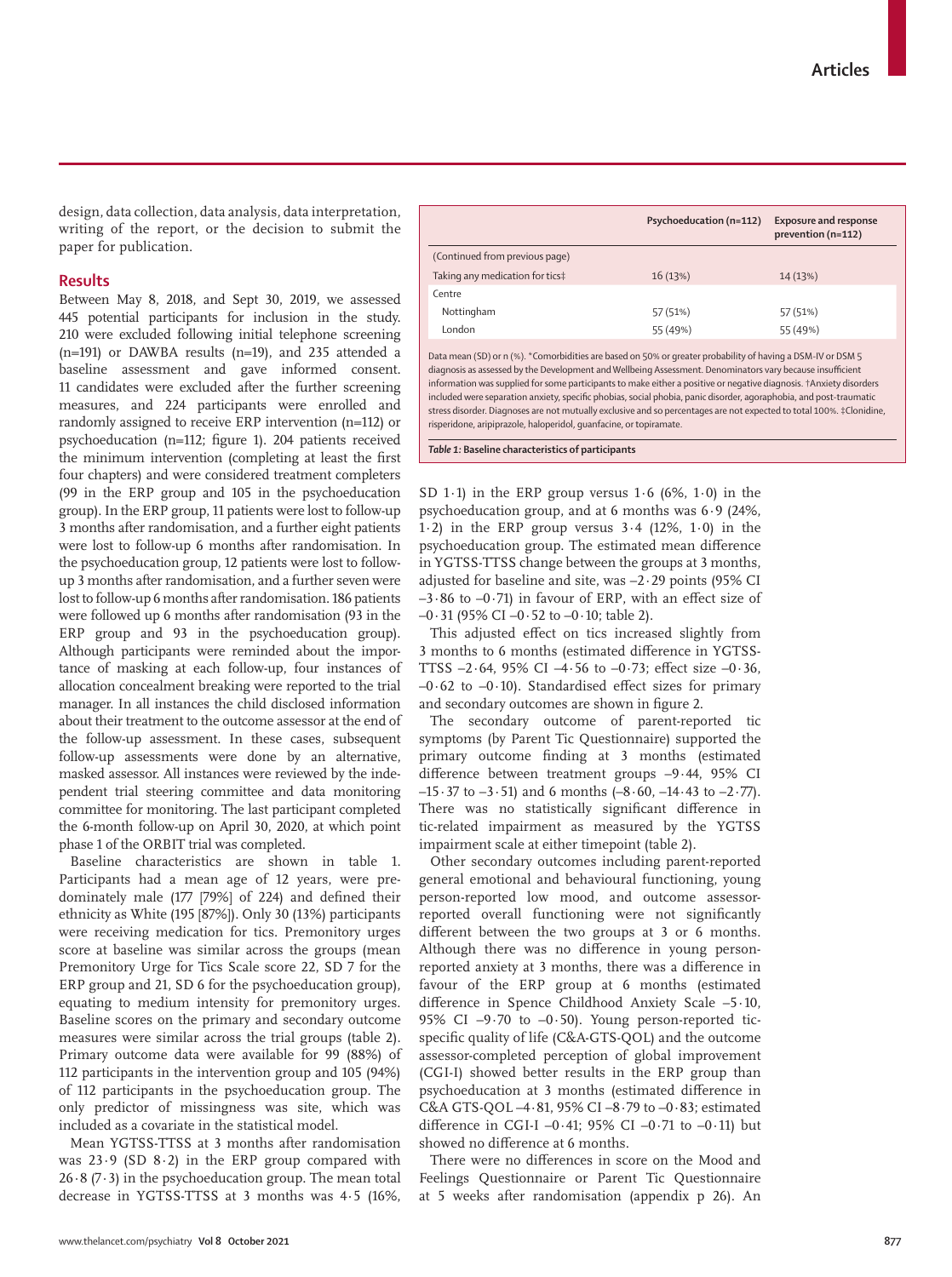design, data collection, data analysis, data interpretation, writing of the report, or the decision to submit the paper for publication.

## Results

Between May 8, 2018, and Sept 30, 2019, we assessed 445 potential participants for inclusion in the study. 210 were excluded following initial telephone screening (n=191) or DAWBA results (n=19), and 235 attended a baseline assessment and gave informed consent. 11 candidates were excluded after the further screening measures, and 224 participants were enrolled and randomly assigned to receive ERP intervention (n=112) or psychoeducation (n=112; figure 1). 204 patients received the minimum intervention (completing at least the first four chapters) and were considered treatment completers (99 in the ERP group and 105 in the psychoeducation group). In the ERP group, 11 patients were lost to follow-up 3 months after randomisation, and a further eight patients were lost to follow-up 6 months after randomisation. In the psychoeducation group, 12 patients were lost to follow-up 3 months after randomisation, and a further seven were lost to follow-up 6 months after randomisation. 186 patients were followed up 6 months after randomisation (93 in the ERP group and 93 in the psychoeducation group). Although participants were reminded about the importance of masking at each follow-up, four instances of allocation concealment breaking were reported to the trial manager. In all instances the child disclosed information about their treatment to the outcome assessor at the end of the follow-up assessment. In these cases, subsequent follow-up assessments were done by an alternative, masked assessor. All instances were reviewed by the independent trial steering committee and data monitoring committee for monitoring. The last participant completed the 6-month follow-up on April 30, 2020, at which point phase 1 of the ORBIT trial was completed.

Baseline characteristics are shown in table 1. Participants had a mean age of 12 years, were predominately male (177 [79%] of 224) and defined their ethnicity as White (195 [87%]). Only 30 (13%) participants were receiving medication for tics. Premonitory urges score at baseline was similar across the groups (mean Premonitory Urge for Tics Scale score 22, SD 7 for the ERP group and 21, SD 6 for the psychoeducation group), equating to medium intensity for premonitory urges. Baseline scores on the primary and secondary outcome measures were similar across the trial groups (table 2). Primary outcome data were available for 99 (88%) of 112 participants in the intervention group and 105 (94%) of 112 participants in the psychoeducation group. The only predictor of missingness was site, which was included as a covariate in the statistical model.

Mean YGTSS-TTSS at 3 months after randomisation was 23·9 (SD 8·2) in the ERP group compared with 26·8 (7·3) in the psychoeducation group. The mean total decrease in YGTSS-TTSS at 3 months was 4·5 (16%, SD 1·1) in the ERP group versus 1·6 (6%, 1·0) in the psychoeducation group, and at 6 months was 6·9 (24%, 1·2) in the ERP group versus 3·4 (12%, 1·0) in the psychoeducation group. The estimated mean difference in YGTSS-TTSS change between the groups at 3 months, adjusted for baseline and site, was –2·29 points (95% CI –3·86 to –0·71) in favour of ERP, with an effect size of –0·31 (95% CI –0·52 to –0·10; table 2).

This adjusted effect on tics increased slightly from 3 months to 6 months (estimated difference in YGTSS-TTSS –2·64, 95% CI –4·56 to –0·73; effect size –0·36, –0·62 to –0·10). Standardised effect sizes for primary and secondary outcomes are shown in figure 2.

The secondary outcome of parent-reported tic symptoms (by Parent Tic Questionnaire) supported the primary outcome finding at 3 months (estimated difference between treatment groups –9·44, 95% CI –15·37 to –3·51) and 6 months (–8·60, –14·43 to –2·77). There was no statistically significant difference in tic-related impairment as measured by the YGTSS impairment scale at either timepoint (table 2).

Other secondary outcomes including parent-reported general emotional and behavioural functioning, young person-reported low mood, and outcome assessor-reported overall functioning were not significantly different between the two groups at 3 or 6 months. Although there was no difference in young person-reported anxiety at 3 months, there was a difference in favour of the ERP group at 6 months (estimated difference in Spence Childhood Anxiety Scale –5·10, 95% CI –9·70 to –0·50). Young person-reported tic-specific quality of life (C&A-GTS-QOL) and the outcome assessor-completed perception of global improvement (CGI-I) showed better results in the ERP group than psychoeducation at 3 months (estimated difference in C&A GTS-QOL –4·81, 95% CI –8·79 to –0·83; estimated difference in CGI-I –0·41; 95% CI –0·71 to –0·11) but showed no difference at 6 months.

There were no differences in score on the Mood and Feelings Questionnaire or Parent Tic Questionnaire at 5 weeks after randomisation (appendix p 26). An

| | Psychoeducation (n=112) | Exposure and response prevention (n=112) |
|---|---|---|
| (Continued from previous page) | | |
| Taking any medication for tics‡ | 16 (13%) | 14 (13%) |
| Centre | | |
| Nottingham | 57 (51%) | 57 (51%) |
| London | 55 (49%) | 55 (49%) |

Data mean (SD) or n (%). *Comorbidities are based on 50% or greater probability of having a DSM-IV or DSM 5 diagnosis as assessed by the Development and Wellbeing Assessment. Denominators vary because insufficient information was supplied for some participants to make either a positive or negative diagnosis. †Anxiety disorders included were separation anxiety, specific phobias, social phobia, panic disorder, agoraphobia, and post-traumatic stress disorder. Diagnoses are not mutually exclusive and so percentages are not expected to total 100%. ‡Clonidine, risperidone, aripiprazole, haloperidol, guanfacine, or topiramate.

*Table 1:* **Baseline characteristics of participants**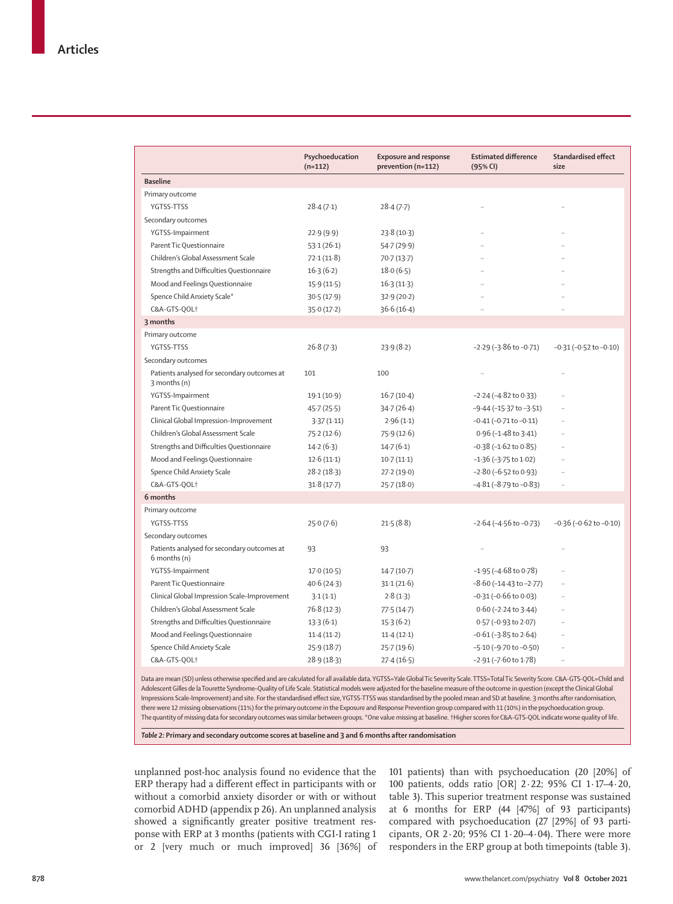| | Psychoeducation (n=112) | Exposure and response prevention (n=112) | Estimated difference (95% CI) | Standardised effect size |
|---|---|---|---|---|
| **Baseline** | | | | |
| Primary outcome | | | | |
| YGTSS-TTSS | 28·4 (7·1) | 28·4 (7·7) | .. | .. |
| Secondary outcomes | | | | |
| YGTSS-Impairment | 22·9 (9·9) | 23·8 (10·3) | .. | .. |
| Parent Tic Questionnaire | 53·1 (26·1) | 54·7 (29·9) | .. | .. |
| Children's Global Assessment Scale | 72·1 (11·8) | 70·7 (13·7) | .. | .. |
| Strengths and Difficulties Questionnaire | 16·3 (6·2) | 18·0 (6·5) | .. | .. |
| Mood and Feelings Questionnaire | 15·9 (11·5) | 16·3 (11·3) | .. | .. |
| Spence Child Anxiety Scale* | 30·5 (17·9) | 32·9 (20·2) | .. | .. |
| C&A-GTS-QOL† | 35·0 (17·2) | 36·6 (16·4) | .. | .. |
| **3 months** | | | | |
| Primary outcome | | | | |
| YGTSS-TTSS | 26·8 (7·3) | 23·9 (8·2) | −2·29 (−3·86 to −0·71) | −0·31 (−0·52 to −0·10) |
| Secondary outcomes | | | | |
| Patients analysed for secondary outcomes at 3 months (n) | 101 | 100 | .. | .. |
| YGTSS-Impairment | 19·1 (10·9) | 16·7 (10·4) | −2·24 (−4·82 to 0·33) | .. |
| Parent Tic Questionnaire | 45·7 (25·5) | 34·7 (26·4) | −9·44 (−15·37 to −3·51) | .. |
| Clinical Global Impression-Improvement | 3·37 (1·11) | 2·96 (1·1) | −0·41 (−0·71 to −0·11) | .. |
| Children's Global Assessment Scale | 75·2 (12·6) | 75·9 (12·6) | 0·96 (−1·48 to 3·41) | .. |
| Strengths and Difficulties Questionnaire | 14·2 (6·3) | 14·7 (6·1) | −0·38 (−1·62 to 0·85) | .. |
| Mood and Feelings Questionnaire | 12·6 (11·1) | 10·7 (11·1) | −1·36 (−3·75 to 1·02) | .. |
| Spence Child Anxiety Scale | 28·2 (18·3) | 27·2 (19·0) | −2·80 (−6·52 to 0·93) | .. |
| C&A-GTS-QOL† | 31·8 (17·7) | 25·7 (18·0) | −4·81 (−8·79 to −0·83) | .. |
| **6 months** | | | | |
| Primary outcome | | | | |
| YGTSS-TTSS | 25·0 (7·6) | 21·5 (8·8) | −2·64 (−4·56 to −0·73) | −0·36 (−0·62 to −0·10) |
| Secondary outcomes | | | | |
| Patients analysed for secondary outcomes at 6 months (n) | 93 | 93 | .. | .. |
| YGTSS-Impairment | 17·0 (10·5) | 14·7 (10·7) | −1·95 (−4·68 to 0·78) | .. |
| Parent Tic Questionnaire | 40·6 (24·3) | 31·1 (21·6) | −8·60 (−14·43 to −2·77) | .. |
| Clinical Global Impression Scale–Improvement | 3·1 (1·1) | 2·8 (1·3) | −0·31 (−0·66 to 0·03) | .. |
| Children's Global Assessment Scale | 76·8 (12·3) | 77·5 (14·7) | 0·60 (−2·24 to 3·44) | .. |
| Strengths and Difficulties Questionnaire | 13·3 (6·1) | 15·3 (6·2) | 0·57 (−0·93 to 2·07) | .. |
| Mood and Feelings Questionnaire | 11·4 (11·2) | 11·4 (12·1) | −0·61 (−3·85 to 2·64) | .. |
| Spence Child Anxiety Scale | 25·9 (18·7) | 25·7 (19·6) | −5·10 (−9·70 to −0·50) | .. |
| C&A-GTS-QOL† | 28·9 (18·3) | 27·4 (16·5) | −2·91 (−7·60 to 1·78) | .. |

Data are mean (SD) unless otherwise specified and are calculated for all available data. YGTSS=Yale Global Tic Severity Scale. TTSS=Total Tic Severity Score. C&A-GTS-QOL=Child and Adolescent Gilles de la Tourette Syndrome–Quality of Life Scale. Statistical models were adjusted for the baseline measure of the outcome in question (except the Clinical Global Impressions Scale-Improvement) and site. For the standardised effect size, YGTSS-TTSS was standardised by the pooled mean and SD at baseline. 3 months after randomisation, there were 12 missing observations (11%) for the primary outcome in the Exposure and Response Prevention group compared with 11 (10%) in the psychoeducation group. The quantity of missing data for secondary outcomes was similar between groups. *One value missing at baseline. †Higher scores for C&A-GTS-QOL indicate worse quality of life.

*Table 2:* **Primary and secondary outcome scores at baseline and 3 and 6 months after randomisation**

unplanned post-hoc analysis found no evidence that the ERP therapy had a different effect in participants with or without a comorbid anxiety disorder or with or without comorbid ADHD (appendix p 26). An unplanned analysis showed a significantly greater positive treatment response with ERP at 3 months (patients with CGI-I rating 1 or 2 [very much or much improved] 36 [36%] of 101 patients) than with psychoeducation (20 [20%] of 100 patients, odds ratio [OR] 2·22; 95% CI 1·17–4·20, table 3). This superior treatment response was sustained at 6 months for ERP (44 [47%] of 93 participants) compared with psychoeducation (27 [29%] of 93 participants, OR 2·20; 95% CI 1·20–4·04). There were more responders in the ERP group at both timepoints (table 3).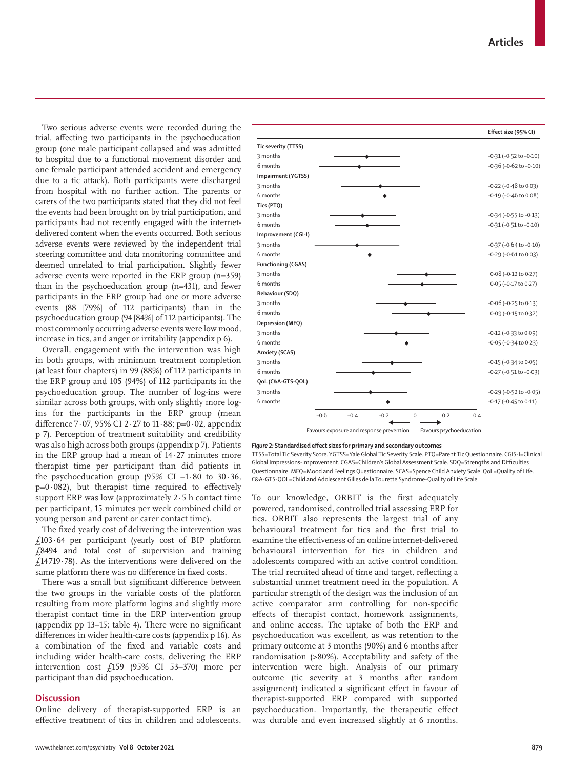Two serious adverse events were recorded during the trial, affecting two participants in the psychoeducation group (one male participant collapsed and was admitted to hospital due to a functional movement disorder and one female participant attended accident and emergency due to a tic attack). Both participants were discharged from hospital with no further action. The parents or carers of the two participants stated that they did not feel the events had been brought on by trial participation, and participants had not recently engaged with the internet-delivered content when the events occurred. Both serious adverse events were reviewed by the independent trial steering committee and data monitoring committee and deemed unrelated to trial participation. Slightly fewer adverse events were reported in the ERP group (n=359) than in the psychoeducation group (n=431), and fewer participants in the ERP group had one or more adverse events (88 [79%] of 112 participants) than in the psychoeducation group (94 [84%] of 112 participants). The most commonly occurring adverse events were low mood, increase in tics, and anger or irritability (appendix p 6).

Overall, engagement with the intervention was high in both groups, with minimum treatment completion (at least four chapters) in 99 (88%) of 112 participants in the ERP group and 105 (94%) of 112 participants in the psychoeducation group. The number of log-ins were similar across both groups, with only slightly more log-ins for the participants in the ERP group (mean difference 7·07, 95% CI 2·27 to 11·88; p=0·02, appendix p 7). Perception of treatment suitability and credibility was also high across both groups (appendix p 7). Patients in the ERP group had a mean of 14·27 minutes more therapist time per participant than did patients in the psychoeducation group (95% CI –1·80 to 30·36, p=0·082), but therapist time required to effectively support ERP was low (approximately 2·5 h contact time per participant, 15 minutes per week combined child or young person and parent or carer contact time).

The fixed yearly cost of delivering the intervention was £103·64 per participant (yearly cost of BIP platform £8494 and total cost of supervision and training £14719·78). As the interventions were delivered on the same platform there was no difference in fixed costs.

There was a small but significant difference between the two groups in the variable costs of the platform resulting from more platform logins and slightly more therapist contact time in the ERP intervention group (appendix pp 13–15; table 4). There were no significant differences in wider health-care costs (appendix p 16). As a combination of the fixed and variable costs and including wider health-care costs, delivering the ERP intervention cost £159 (95% CI 53–370) more per participant than did psychoeducation.

| | Effect size (95% CI) |
|---|---|
| **Tic severity (TTSS)** | |
| 3 months | –0·31 (–0·52 to –0·10) |
| 6 months | –0·36 (–0·62 to –0·10) |
| **Impairment (YGTSS)** | |
| 3 months | –0·22 (–0·48 to 0·03) |
| 6 months | –0·19 (–0·46 to 0·08) |
| **Tics (PTQ)** | |
| 3 months | –0·34 (–0·55 to –0·13) |
| 6 months | –0·31 (–0·51 to –0·10) |
| **Improvement (CGI-I)** | |
| 3 months | –0·37 (–0·64 to –0·10) |
| 6 months | –0·29 (–0·61 to 0·03) |
| **Functioning (CGAS)** | |
| 3 months | 0·08 (–0·12 to 0·27) |
| 6 months | 0·05 (–0·17 to 0·27) |
| **Behaviour (SDQ)** | |
| 3 months | –0·06 (–0·25 to 0·13) |
| 6 months | 0·09 (–0·15 to 0·32) |
| **Depression (MFQ)** | |
| 3 months | –0·12 (–0·33 to 0·09) |
| 6 months | –0·05 (–0·34 to 0·23) |
| **Anxiety (SCAS)** | |
| 3 months | –0·15 (–0·34 to 0·05) |
| 6 months | –0·27 (–0·51 to –0·03) |
| **QoL (C&A-GTS-QOL)** | |
| 3 months | –0·29 (–0·52 to –0·05) |
| 6 months | –0·17 (–0·45 to 0·11) |

← Favours exposure and response prevention | Favours psychoeducation →

*Figure 2:* **Standardised effect sizes for primary and secondary outcomes**
TTSS=Total Tic Severity Score. YGTSS=Yale Global Tic Severity Scale. PTQ=Parent Tic Questionnaire. CGIS-I=Clinical Global Impressions-Improvement. CGAS=Children's Global Assessment Scale. SDQ=Strengths and Difficulties Questionnaire. MFQ=Mood and Feelings Questionnaire. SCAS=Spence Child Anxiety Scale. QoL=Quality of Life. C&A-GTS-QOL=Child and Adolescent Gilles de la Tourette Syndrome-Quality of Life Scale.

## Discussion

Online delivery of therapist-supported ERP is an effective treatment of tics in children and adolescents. To our knowledge, ORBIT is the first adequately powered, randomised, controlled trial assessing ERP for tics. ORBIT also represents the largest trial of any behavioural treatment for tics and the first trial to examine the effectiveness of an online internet-delivered behavioural intervention for tics in children and adolescents compared with an active control condition. The trial recruited ahead of time and target, reflecting a substantial unmet treatment need in the population. A particular strength of the design was the inclusion of an active comparator arm controlling for non-specific effects of therapist contact, homework assignments, and online access. The uptake of both the ERP and psychoeducation was excellent, as was retention to the primary outcome at 3 months (90%) and 6 months after randomisation (>80%). Acceptability and safety of the intervention were high. Analysis of our primary outcome (tic severity at 3 months after random assignment) indicated a significant effect in favour of therapist-supported ERP compared with supported psychoeducation. Importantly, the therapeutic effect was durable and even increased slightly at 6 months.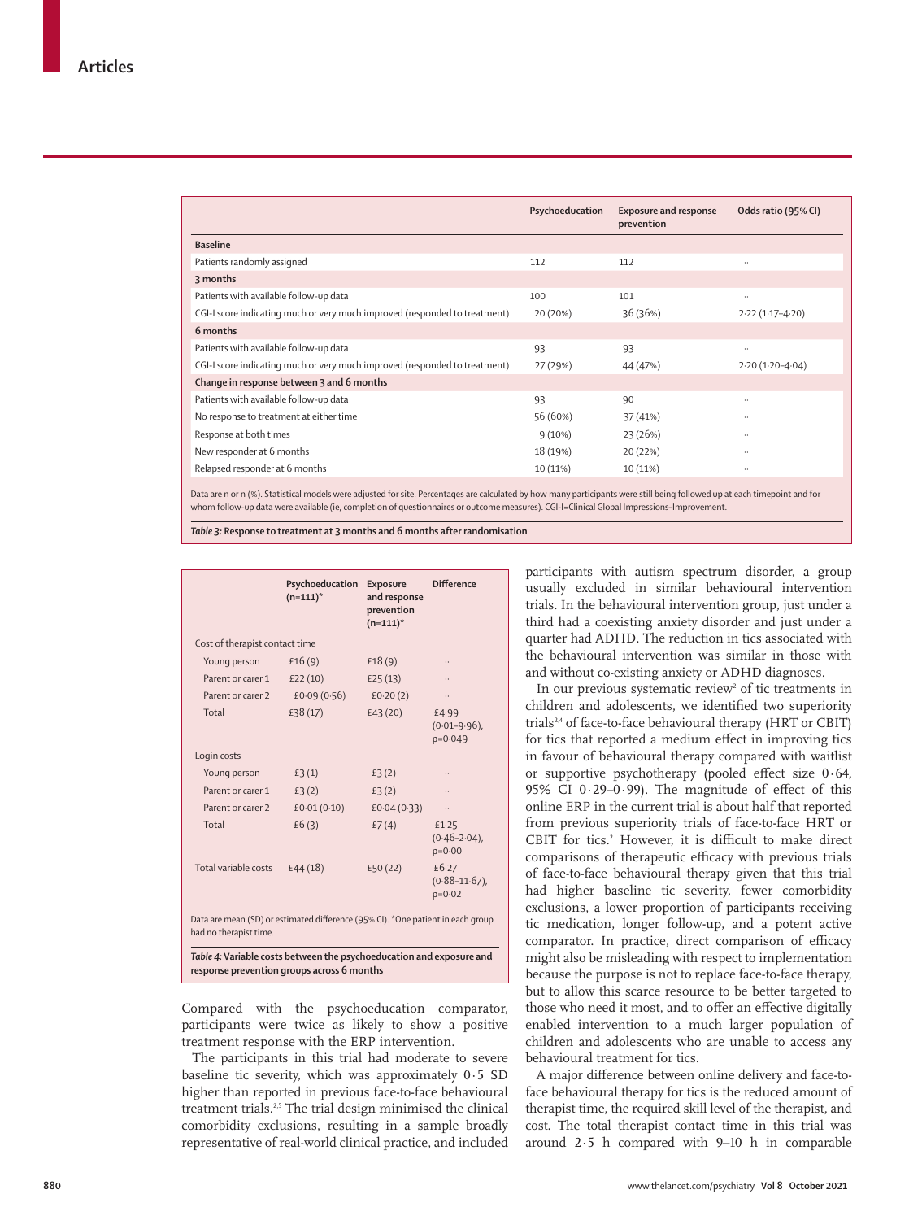| | Psychoeducation | Exposure and response prevention | Odds ratio (95% CI) |
|---|---|---|---|
| **Baseline** | | | |
| Patients randomly assigned | 112 | 112 | .. |
| **3 months** | | | |
| Patients with available follow-up data | 100 | 101 | .. |
| CGI-I score indicating much or very much improved (responded to treatment) | 20 (20%) | 36 (36%) | 2·22 (1·17–4·20) |
| **6 months** | | | |
| Patients with available follow-up data | 93 | 93 | .. |
| CGI-I score indicating much or very much improved (responded to treatment) | 27 (29%) | 44 (47%) | 2·20 (1·20–4·04) |
| **Change in response between 3 and 6 months** | | | |
| Patients with available follow-up data | 93 | 90 | .. |
| No response to treatment at either time | 56 (60%) | 37 (41%) | .. |
| Response at both times | 9 (10%) | 23 (26%) | .. |
| New responder at 6 months | 18 (19%) | 20 (22%) | .. |
| Relapsed responder at 6 months | 10 (11%) | 10 (11%) | .. |

Data are n or n (%). Statistical models were adjusted for site. Percentages are calculated by how many participants were still being followed up at each timepoint and for whom follow-up data were available (ie, completion of questionnaires or outcome measures). CGI-I=Clinical Global Impressions–Improvement.

*Table 3:* **Response to treatment at 3 months and 6 months after randomisation**

| | Psychoeducation (n=111)* | Exposure and response prevention (n=111)* | Difference |
|---|---|---|---|
| Cost of therapist contact time | | | |
| Young person | £16 (9) | £18 (9) | .. |
| Parent or carer 1 | £22 (10) | £25 (13) | .. |
| Parent or carer 2 | £0·09 (0·56) | £0·20 (2) | .. |
| Total | £38 (17) | £43 (20) | £4·99 (0·01–9·96), p=0·049 |
| Login costs | | | |
| Young person | £3 (1) | £3 (2) | .. |
| Parent or carer 1 | £3 (2) | £3 (2) | .. |
| Parent or carer 2 | £0·01 (0·10) | £0·04 (0·33) | .. |
| Total | £6 (3) | £7 (4) | £1·25 (0·46–2·04), p=0·00 |
| Total variable costs | £44 (18) | £50 (22) | £6·27 (0·88–11·67), p=0·02 |

Data are mean (SD) or estimated difference (95% CI). *One patient in each group had no therapist time.

*Table 4:* **Variable costs between the psychoeducation and exposure and response prevention groups across 6 months**

Compared with the psychoeducation comparator, participants were twice as likely to show a positive treatment response with the ERP intervention.

The participants in this trial had moderate to severe baseline tic severity, which was approximately 0·5 SD higher than reported in previous face-to-face behavioural treatment trials.[2,5] The trial design minimised the clinical comorbidity exclusions, resulting in a sample broadly representative of real-world clinical practice, and included participants with autism spectrum disorder, a group usually excluded in similar behavioural intervention trials. In the behavioural intervention group, just under a third had a coexisting anxiety disorder and just under a quarter had ADHD. The reduction in tics associated with the behavioural intervention was similar in those with and without co-existing anxiety or ADHD diagnoses.

In our previous systematic review[2] of tic treatments in children and adolescents, we identified two superiority trials[2,4] of face-to-face behavioural therapy (HRT or CBIT) for tics that reported a medium effect in improving tics in favour of behavioural therapy compared with waitlist or supportive psychotherapy (pooled effect size 0·64, 95% CI 0·29–0·99). The magnitude of effect of this online ERP in the current trial is about half that reported from previous superiority trials of face-to-face HRT or CBIT for tics.[2] However, it is difficult to make direct comparisons of therapeutic efficacy with previous trials of face-to-face behavioural therapy given that this trial had higher baseline tic severity, fewer comorbidity exclusions, a lower proportion of participants receiving tic medication, longer follow-up, and a potent active comparator. In practice, direct comparison of efficacy might also be misleading with respect to implementation because the purpose is not to replace face-to-face therapy, but to allow this scarce resource to be better targeted to those who need it most, and to offer an effective digitally enabled intervention to a much larger population of children and adolescents who are unable to access any behavioural treatment for tics.

A major difference between online delivery and face-to-face behavioural therapy for tics is the reduced amount of therapist time, the required skill level of the therapist, and cost. The total therapist contact time in this trial was around 2·5 h compared with 9–10 h in comparable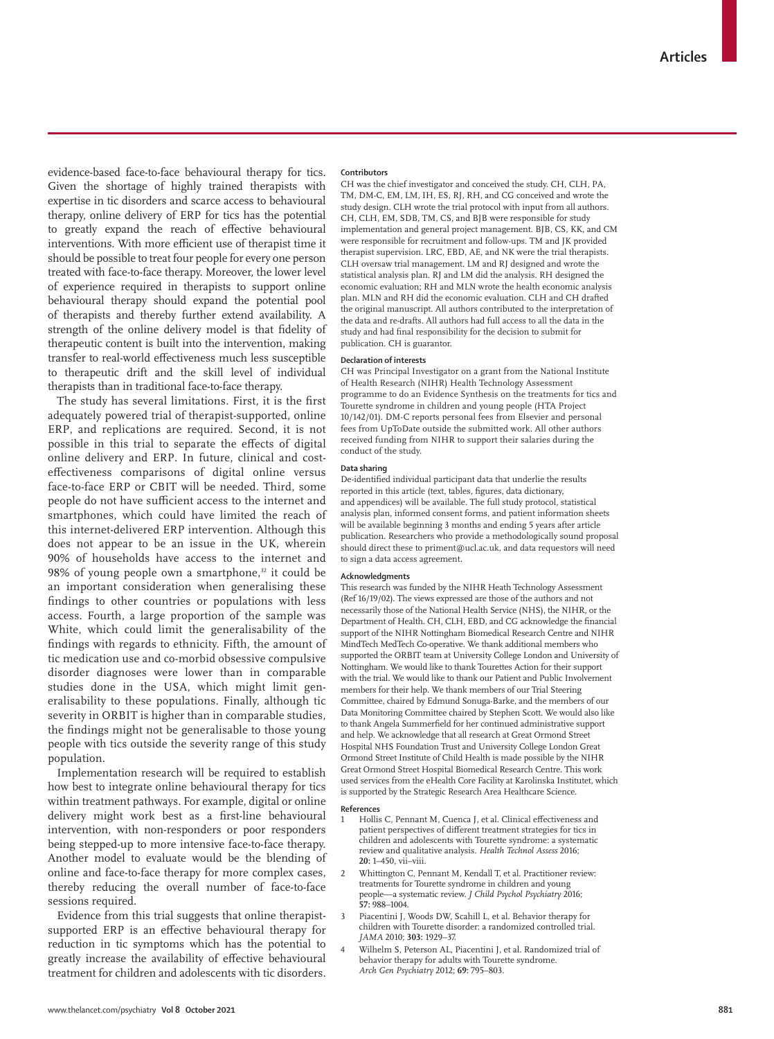evidence-based face-to-face behavioural therapy for tics. Given the shortage of highly trained therapists with expertise in tic disorders and scarce access to behavioural therapy, online delivery of ERP for tics has the potential to greatly expand the reach of effective behavioural interventions. With more efficient use of therapist time it should be possible to treat four people for every one person treated with face-to-face therapy. Moreover, the lower level of experience required in therapists to support online behavioural therapy should expand the potential pool of therapists and thereby further extend availability. A strength of the online delivery model is that fidelity of therapeutic content is built into the intervention, making transfer to real-world effectiveness much less susceptible to therapeutic drift and the skill level of individual therapists than in traditional face-to-face therapy.

The study has several limitations. First, it is the first adequately powered trial of therapist-supported, online ERP, and replications are required. Second, it is not possible in this trial to separate the effects of digital online delivery and ERP. In future, clinical and cost-effectiveness comparisons of digital online versus face-to-face ERP or CBIT will be needed. Third, some people do not have sufficient access to the internet and smartphones, which could have limited the reach of this internet-delivered ERP intervention. Although this does not appear to be an issue in the UK, wherein 90% of households have access to the internet and 98% of young people own a smartphone,[32] it could be an important consideration when generalising these findings to other countries or populations with less access. Fourth, a large proportion of the sample was White, which could limit the generalisability of the findings with regards to ethnicity. Fifth, the amount of tic medication use and co-morbid obsessive compulsive disorder diagnoses were lower than in comparable studies done in the USA, which might limit generalisability to these populations. Finally, although tic severity in ORBIT is higher than in comparable studies, the findings might not be generalisable to those young people with tics outside the severity range of this study population.

Implementation research will be required to establish how best to integrate online behavioural therapy for tics within treatment pathways. For example, digital or online delivery might work best as a first-line behavioural intervention, with non-responders or poor responders being stepped-up to more intensive face-to-face therapy. Another model to evaluate would be the blending of online and face-to-face therapy for more complex cases, thereby reducing the overall number of face-to-face sessions required.

Evidence from this trial suggests that online therapist-supported ERP is an effective behavioural therapy for reduction in tic symptoms which has the potential to greatly increase the availability of effective behavioural treatment for children and adolescents with tic disorders.

#### Contributors

CH was the chief investigator and conceived the study. CH, CLH, PA, TM, DM-C, EM, LM, IH, ES, RJ, RH, and CG conceived and wrote the study design. CLH wrote the trial protocol with input from all authors. CH, CLH, EM, SDB, TM, CS, and BJB were responsible for study implementation and general project management. BJB, CS, KK, and CM were responsible for recruitment and follow-ups. TM and JK provided therapist supervision. LRC, EBD, AE, and NK were the trial therapists. CLH oversaw trial management. LM and RJ designed and wrote the statistical analysis plan. RJ and LM did the analysis. RH designed the economic evaluation; RH and MLN wrote the health economic analysis plan. MLN and RH did the economic evaluation. CLH and CH drafted the original manuscript. All authors contributed to the interpretation of the data and re-drafts. All authors had full access to all the data in the study and had final responsibility for the decision to submit for publication. CH is guarantor.

#### Declaration of interests

CH was Principal Investigator on a grant from the National Institute of Health Research (NIHR) Health Technology Assessment programme to do an Evidence Synthesis on the treatments for tics and Tourette syndrome in children and young people (HTA Project 10/142/01). DM-C reports personal fees from Elsevier and personal fees from UpToDate outside the submitted work. All other authors received funding from NIHR to support their salaries during the conduct of the study.

#### Data sharing

De-identified individual participant data that underlie the results reported in this article (text, tables, figures, data dictionary, and appendices) will be available. The full study protocol, statistical analysis plan, informed consent forms, and patient information sheets will be available beginning 3 months and ending 5 years after article publication. Researchers who provide a methodologically sound proposal should direct these to priment@ucl.ac.uk, and data requestors will need to sign a data access agreement.

#### Acknowledgments

This research was funded by the NIHR Heath Technology Assessment (Ref 16/19/02). The views expressed are those of the authors and not necessarily those of the National Health Service (NHS), the NIHR, or the Department of Health. CH, CLH, EBD, and CG acknowledge the financial support of the NIHR Nottingham Biomedical Research Centre and NIHR MindTech MedTech Co-operative. We thank additional members who supported the ORBIT team at University College London and University of Nottingham. We would like to thank Tourettes Action for their support with the trial. We would like to thank our Patient and Public Involvement members for their help. We thank members of our Trial Steering Committee, chaired by Edmund Sonuga-Barke, and the members of our Data Monitoring Committee chaired by Stephen Scott. We would also like to thank Angela Summerfield for her continued administrative support and help. We acknowledge that all research at Great Ormond Street Hospital NHS Foundation Trust and University College London Great Ormond Street Institute of Child Health is made possible by the NIHR Great Ormond Street Hospital Biomedical Research Centre. This work used services from the eHealth Core Facility at Karolinska Institutet, which is supported by the Strategic Research Area Healthcare Science.

#### References

1. Hollis C, Pennant M, Cuenca J, et al. Clinical effectiveness and patient perspectives of different treatment strategies for tics in children and adolescents with Tourette syndrome: a systematic review and qualitative analysis. *Health Technol Assess* 2016; **20:** 1–450, vii–viii.
2. Whittington C, Pennant M, Kendall T, et al. Practitioner review: treatments for Tourette syndrome in children and young people—a systematic review. *J Child Psychol Psychiatry* 2016; **57:** 988–1004.
3. Piacentini J, Woods DW, Scahill L, et al. Behavior therapy for children with Tourette disorder: a randomized controlled trial. *JAMA* 2010; **303:** 1929–37.
4. Wilhelm S, Peterson AL, Piacentini J, et al. Randomized trial of behavior therapy for adults with Tourette syndrome. *Arch Gen Psychiatry* 2012; **69:** 795–803.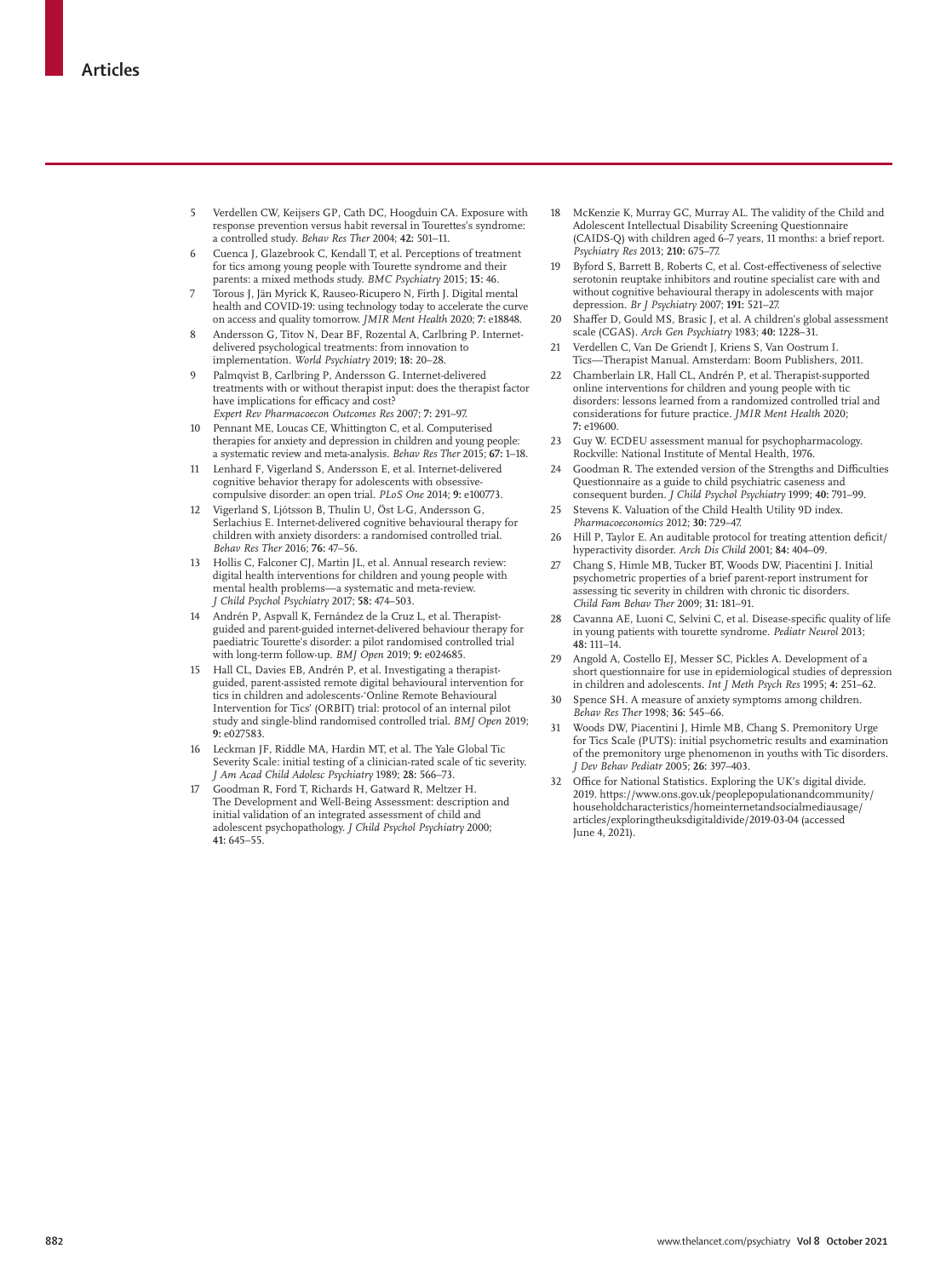5 Verdellen CW, Keijsers GP, Cath DC, Hoogduin CA. Exposure with response prevention versus habit reversal in Tourettes's syndrome: a controlled study. *Behav Res Ther* 2004; **42:** 501–11.

6 Cuenca J, Glazebrook C, Kendall T, et al. Perceptions of treatment for tics among young people with Tourette syndrome and their parents: a mixed methods study. *BMC Psychiatry* 2015; **15:** 46.

7 Torous J, Jän Myrick K, Rauseo-Ricupero N, Firth J. Digital mental health and COVID-19: using technology today to accelerate the curve on access and quality tomorrow. *JMIR Ment Health* 2020; **7:** e18848.

8 Andersson G, Titov N, Dear BF, Rozental A, Carlbring P. Internet-delivered psychological treatments: from innovation to implementation. *World Psychiatry* 2019; **18:** 20–28.

9 Palmqvist B, Carlbring P, Andersson G. Internet-delivered treatments with or without therapist input: does the therapist factor have implications for efficacy and cost? *Expert Rev Pharmacoecon Outcomes Res* 2007; **7:** 291–97.

10 Pennant ME, Loucas CE, Whittington C, et al. Computerised therapies for anxiety and depression in children and young people: a systematic review and meta-analysis. *Behav Res Ther* 2015; **67:** 1–18.

11 Lenhard F, Vigerland S, Andersson E, et al. Internet-delivered cognitive behavior therapy for adolescents with obsessive-compulsive disorder: an open trial. *PLoS One* 2014; **9:** e100773.

12 Vigerland S, Ljótsson B, Thulin U, Öst L-G, Andersson G, Serlachius E. Internet-delivered cognitive behavioural therapy for children with anxiety disorders: a randomised controlled trial. *Behav Res Ther* 2016; **76:** 47–56.

13 Hollis C, Falconer CJ, Martin JL, et al. Annual research review: digital health interventions for children and young people with mental health problems—a systematic and meta-review. *J Child Psychol Psychiatry* 2017; **58:** 474–503.

14 Andrén P, Aspvall K, Fernández de la Cruz L, et al. Therapist-guided and parent-guided internet-delivered behaviour therapy for paediatric Tourette's disorder: a pilot randomised controlled trial with long-term follow-up. *BMJ Open* 2019; **9:** e024685.

15 Hall CL, Davies EB, Andrén P, et al. Investigating a therapist-guided, parent-assisted remote digital behavioural intervention for tics in children and adolescents-'Online Remote Behavioural Intervention for Tics' (ORBIT) trial: protocol of an internal pilot study and single-blind randomised controlled trial. *BMJ Open* 2019; **9:** e027583.

16 Leckman JF, Riddle MA, Hardin MT, et al. The Yale Global Tic Severity Scale: initial testing of a clinician-rated scale of tic severity. *J Am Acad Child Adolesc Psychiatry* 1989; **28:** 566–73.

17 Goodman R, Ford T, Richards H, Gatward R, Meltzer H. The Development and Well-Being Assessment: description and initial validation of an integrated assessment of child and adolescent psychopathology. *J Child Psychol Psychiatry* 2000; **41:** 645–55.

18 McKenzie K, Murray GC, Murray AL. The validity of the Child and Adolescent Intellectual Disability Screening Questionnaire (CAIDS-Q) with children aged 6–7 years, 11 months: a brief report. *Psychiatry Res* 2013; **210:** 675–77.

19 Byford S, Barrett B, Roberts C, et al. Cost-effectiveness of selective serotonin reuptake inhibitors and routine specialist care with and without cognitive behavioural therapy in adolescents with major depression. *Br J Psychiatry* 2007; **191:** 521–27.

20 Shaffer D, Gould MS, Brasic J, et al. A children's global assessment scale (CGAS). *Arch Gen Psychiatry* 1983; **40:** 1228–31.

21 Verdellen C, Van De Griendt J, Kriens S, Van Oostrum I. Tics—Therapist Manual. Amsterdam: Boom Publishers, 2011.

22 Chamberlain LR, Hall CL, Andrén P, et al. Therapist-supported online interventions for children and young people with tic disorders: lessons learned from a randomized controlled trial and considerations for future practice. *JMIR Ment Health* 2020; **7:** e19600.

23 Guy W. ECDEU assessment manual for psychopharmacology. Rockville: National Institute of Mental Health, 1976.

24 Goodman R. The extended version of the Strengths and Difficulties Questionnaire as a guide to child psychiatric caseness and consequent burden. *J Child Psychol Psychiatry* 1999; **40:** 791–99.

25 Stevens K. Valuation of the Child Health Utility 9D index. *Pharmacoeconomics* 2012; **30:** 729–47.

26 Hill P, Taylor E. An auditable protocol for treating attention deficit/hyperactivity disorder. *Arch Dis Child* 2001; **84:** 404–09.

27 Chang S, Himle MB, Tucker BT, Woods DW, Piacentini J. Initial psychometric properties of a brief parent-report instrument for assessing tic severity in children with chronic tic disorders. *Child Fam Behav Ther* 2009; **31:** 181–91.

28 Cavanna AE, Luoni C, Selvini C, et al. Disease-specific quality of life in young patients with tourette syndrome. *Pediatr Neurol* 2013; **48:** 111–14.

29 Angold A, Costello EJ, Messer SC, Pickles A. Development of a short questionnaire for use in epidemiological studies of depression in children and adolescents. *Int J Meth Psych Res* 1995; **4:** 251–62.

30 Spence SH. A measure of anxiety symptoms among children. *Behav Res Ther* 1998; **36:** 545–66.

31 Woods DW, Piacentini J, Himle MB, Chang S. Premonitory Urge for Tics Scale (PUTS): initial psychometric results and examination of the premonitory urge phenomenon in youths with Tic disorders. *J Dev Behav Pediatr* 2005; **26:** 397–403.

32 Office for National Statistics. Exploring the UK's digital divide. 2019. https://www.ons.gov.uk/peoplepopulationandcommunity/householdcharacteristics/homeinternetandsocialmediausage/articles/exploringtheuksdigitaldivide/2019-03-04 (accessed June 4, 2021).